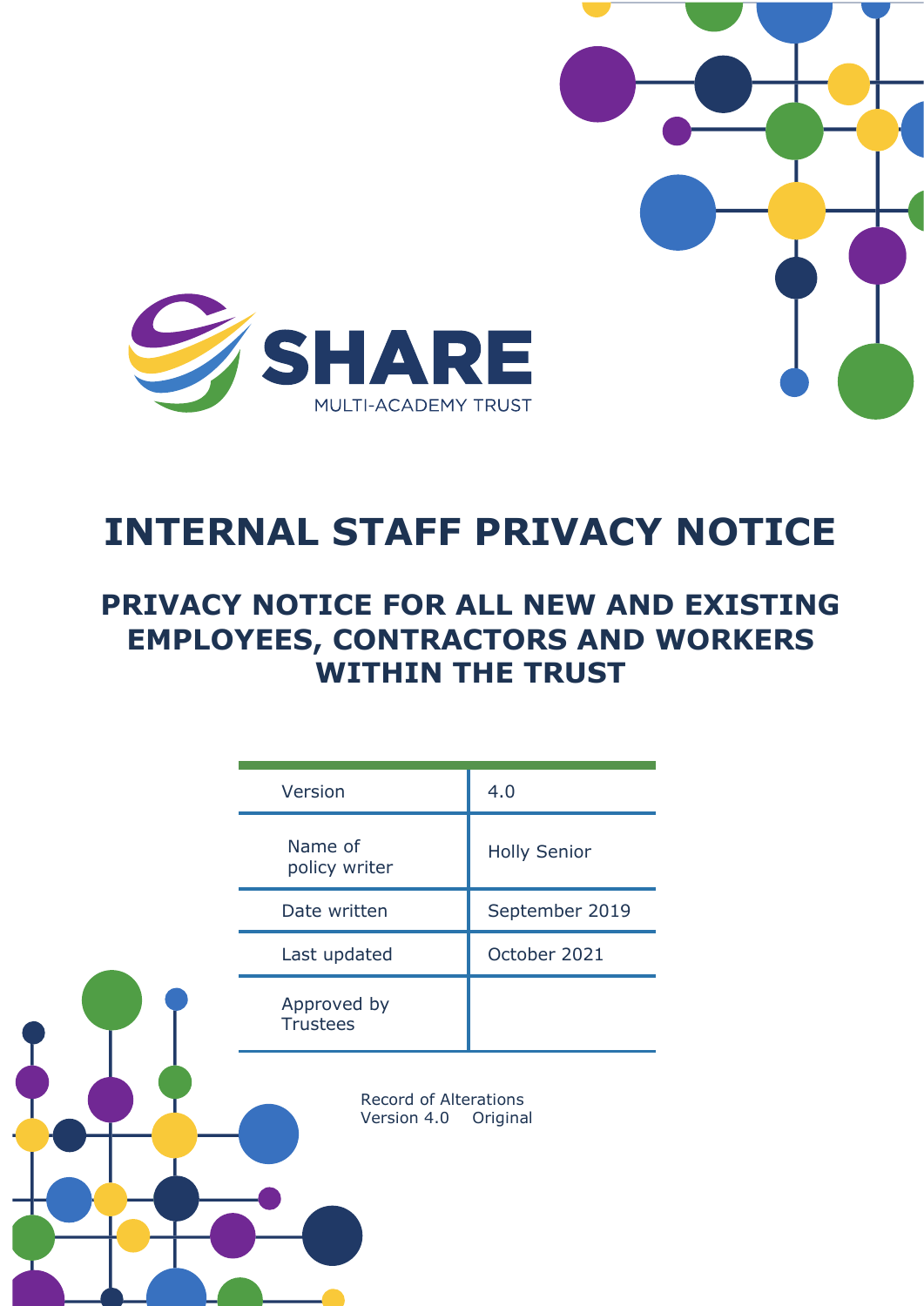SHARE

MULTI-ACADEMY TRUST

# INTERNAL STAFF PRIVACY NOTICE

## PRIVACY NOTICE FOR ALL NEW AND EXISTING EMPLOYEES, CONTRACTORS AND WORKERS WITHIN THE TRUST

| | |
|---|---|
| Version | 4.0 |
| Name of policy writer | Holly Senior |
| Date written | September 2019 |
| Last updated | October 2021 |
| Approved by Trustees | |

Record of Alterations
Version 4.0 Original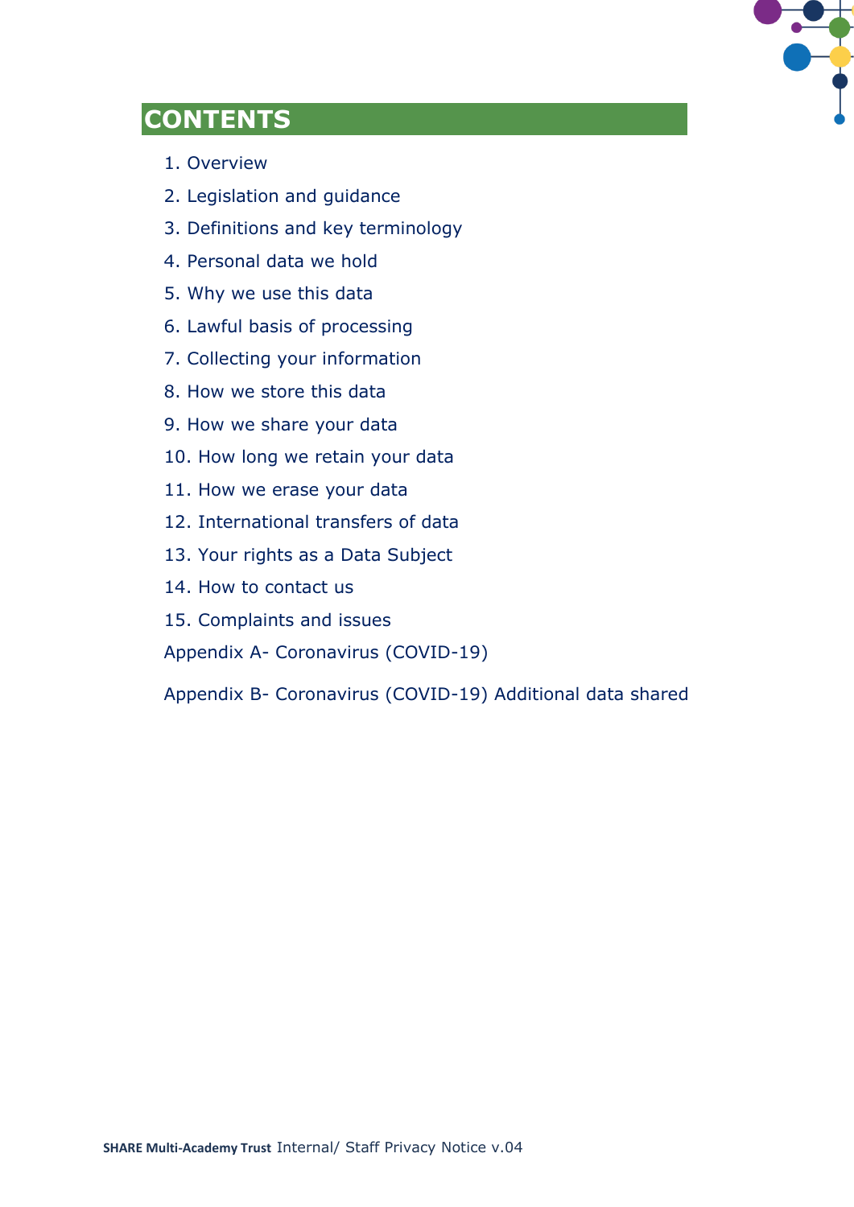# CONTENTS

1. Overview
2. Legislation and guidance
3. Definitions and key terminology
4. Personal data we hold
5. Why we use this data
6. Lawful basis of processing
7. Collecting your information
8. How we store this data
9. How we share your data
10. How long we retain your data
11. How we erase your data
12. International transfers of data
13. Your rights as a Data Subject
14. How to contact us
15. Complaints and issues

Appendix A- Coronavirus (COVID-19)

Appendix B- Coronavirus (COVID-19) Additional data shared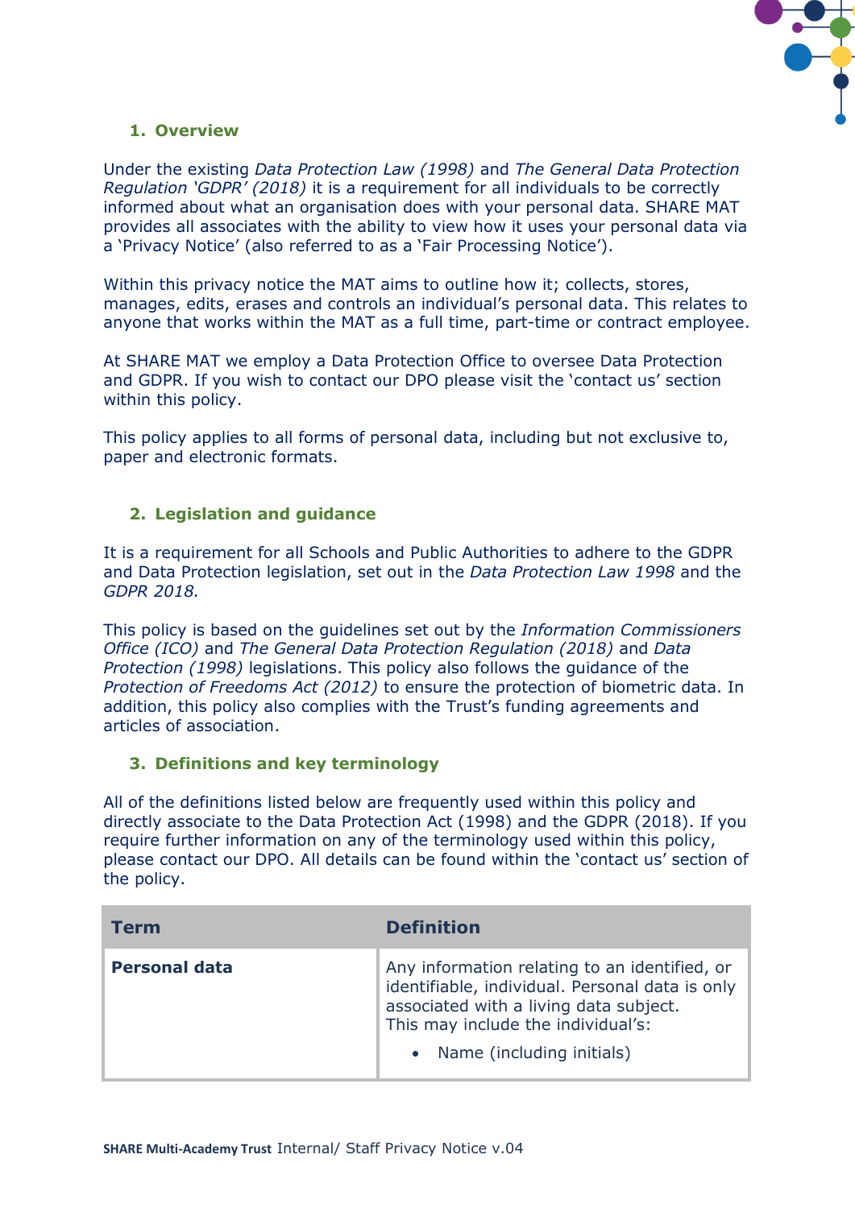## 1. Overview

Under the existing *Data Protection Law (1998)* and *The General Data Protection Regulation 'GDPR' (2018)* it is a requirement for all individuals to be correctly informed about what an organisation does with your personal data. SHARE MAT provides all associates with the ability to view how it uses your personal data via a 'Privacy Notice' (also referred to as a 'Fair Processing Notice').

Within this privacy notice the MAT aims to outline how it; collects, stores, manages, edits, erases and controls an individual's personal data. This relates to anyone that works within the MAT as a full time, part-time or contract employee.

At SHARE MAT we employ a Data Protection Office to oversee Data Protection and GDPR. If you wish to contact our DPO please visit the 'contact us' section within this policy.

This policy applies to all forms of personal data, including but not exclusive to, paper and electronic formats.

## 2. Legislation and guidance

It is a requirement for all Schools and Public Authorities to adhere to the GDPR and Data Protection legislation, set out in the *Data Protection Law 1998* and the *GDPR 2018.*

This policy is based on the guidelines set out by the *Information Commissioners Office (ICO)* and *The General Data Protection Regulation (2018)* and *Data Protection (1998)* legislations. This policy also follows the guidance of the *Protection of Freedoms Act (2012)* to ensure the protection of biometric data. In addition, this policy also complies with the Trust's funding agreements and articles of association.

## 3. Definitions and key terminology

All of the definitions listed below are frequently used within this policy and directly associate to the Data Protection Act (1998) and the GDPR (2018). If you require further information on any of the terminology used within this policy, please contact our DPO. All details can be found within the 'contact us' section of the policy.

| Term | Definition |
|---|---|
| **Personal data** | Any information relating to an identified, or identifiable, individual. Personal data is only associated with a living data subject.<br>This may include the individual's:<br>• Name (including initials) |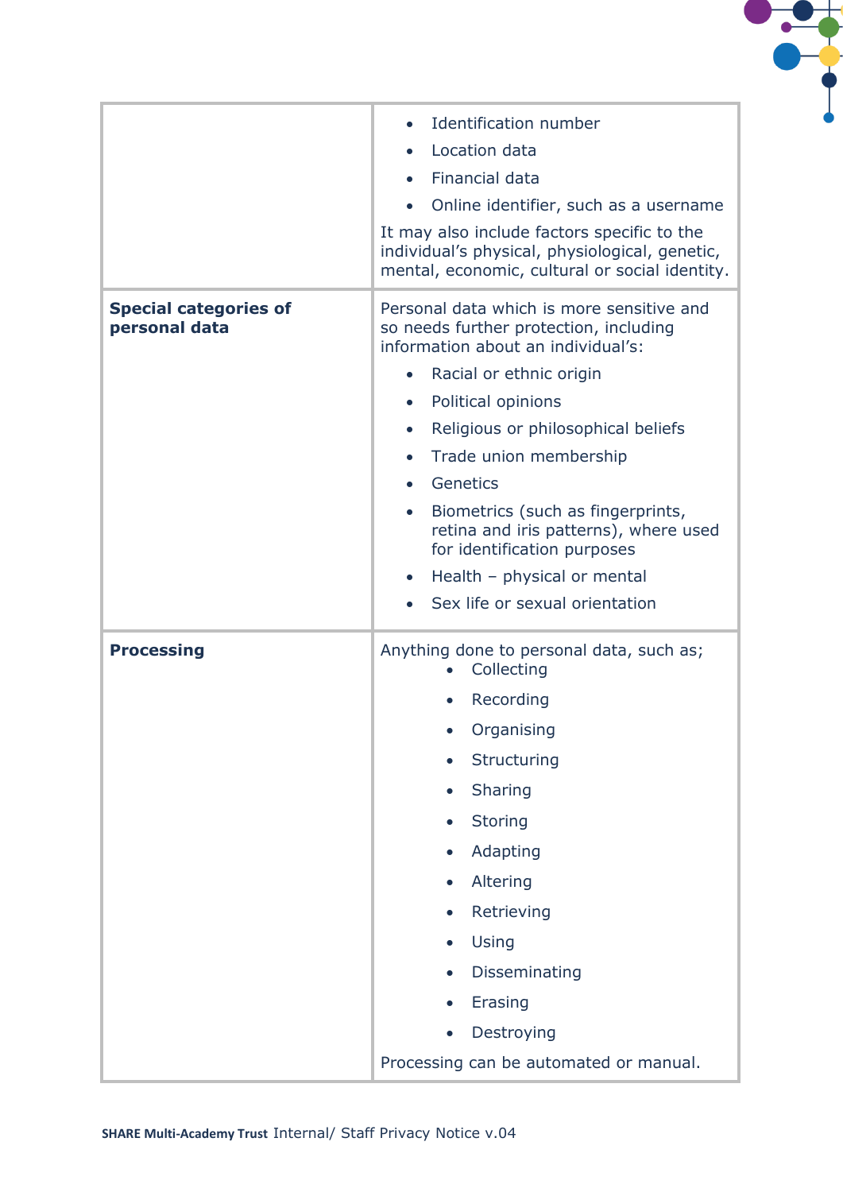| | |
|---|---|
| | • Identification number<br>• Location data<br>• Financial data<br>• Online identifier, such as a username<br>It may also include factors specific to the individual's physical, physiological, genetic, mental, economic, cultural or social identity. |
| **Special categories of personal data** | Personal data which is more sensitive and so needs further protection, including information about an individual's:<br>• Racial or ethnic origin<br>• Political opinions<br>• Religious or philosophical beliefs<br>• Trade union membership<br>• Genetics<br>• Biometrics (such as fingerprints, retina and iris patterns), where used for identification purposes<br>• Health – physical or mental<br>• Sex life or sexual orientation |
| **Processing** | Anything done to personal data, such as;<br>• Collecting<br>• Recording<br>• Organising<br>• Structuring<br>• Sharing<br>• Storing<br>• Adapting<br>• Altering<br>• Retrieving<br>• Using<br>• Disseminating<br>• Erasing<br>• Destroying<br>Processing can be automated or manual. |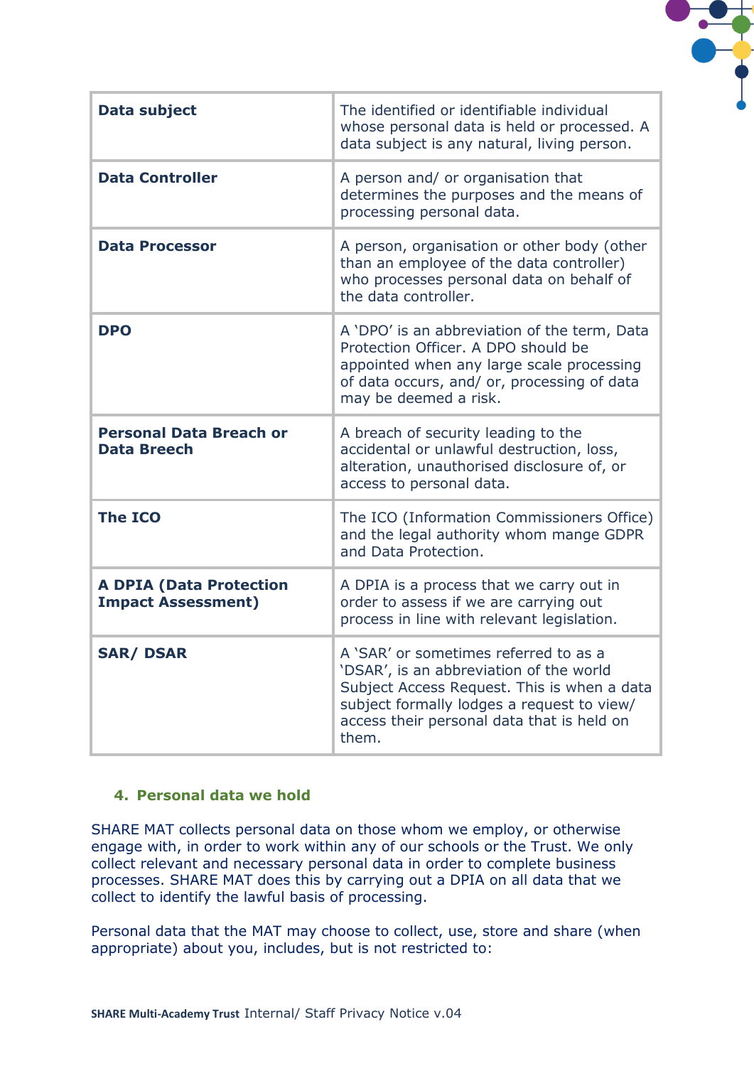| Data subject | The identified or identifiable individual whose personal data is held or processed. A data subject is any natural, living person. |
|---|---|
| **Data Controller** | A person and/ or organisation that determines the purposes and the means of processing personal data. |
| **Data Processor** | A person, organisation or other body (other than an employee of the data controller) who processes personal data on behalf of the data controller. |
| **DPO** | A 'DPO' is an abbreviation of the term, Data Protection Officer. A DPO should be appointed when any large scale processing of data occurs, and/ or, processing of data may be deemed a risk. |
| **Personal Data Breach or Data Breech** | A breach of security leading to the accidental or unlawful destruction, loss, alteration, unauthorised disclosure of, or access to personal data. |
| **The ICO** | The ICO (Information Commissioners Office) and the legal authority whom mange GDPR and Data Protection. |
| **A DPIA (Data Protection Impact Assessment)** | A DPIA is a process that we carry out in order to assess if we are carrying out process in line with relevant legislation. |
| **SAR/ DSAR** | A 'SAR' or sometimes referred to as a 'DSAR', is an abbreviation of the world Subject Access Request. This is when a data subject formally lodges a request to view/ access their personal data that is held on them. |

## 4. Personal data we hold

SHARE MAT collects personal data on those whom we employ, or otherwise engage with, in order to work within any of our schools or the Trust. We only collect relevant and necessary personal data in order to complete business processes. SHARE MAT does this by carrying out a DPIA on all data that we collect to identify the lawful basis of processing.

Personal data that the MAT may choose to collect, use, store and share (when appropriate) about you, includes, but is not restricted to: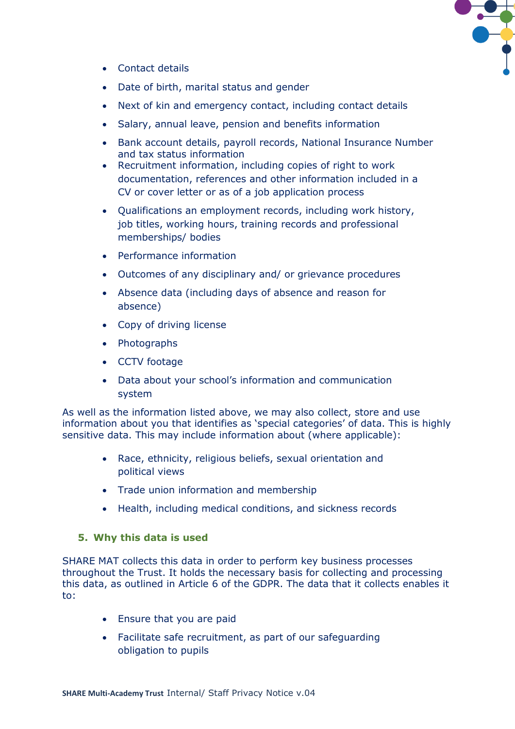- Contact details
- Date of birth, marital status and gender
- Next of kin and emergency contact, including contact details
- Salary, annual leave, pension and benefits information
- Bank account details, payroll records, National Insurance Number and tax status information
- Recruitment information, including copies of right to work documentation, references and other information included in a CV or cover letter or as of a job application process
- Qualifications an employment records, including work history, job titles, working hours, training records and professional memberships/ bodies
- Performance information
- Outcomes of any disciplinary and/ or grievance procedures
- Absence data (including days of absence and reason for absence)
- Copy of driving license
- Photographs
- CCTV footage
- Data about your school's information and communication system

As well as the information listed above, we may also collect, store and use information about you that identifies as 'special categories' of data. This is highly sensitive data. This may include information about (where applicable):

- Race, ethnicity, religious beliefs, sexual orientation and political views
- Trade union information and membership
- Health, including medical conditions, and sickness records

## 5. Why this data is used

SHARE MAT collects this data in order to perform key business processes throughout the Trust. It holds the necessary basis for collecting and processing this data, as outlined in Article 6 of the GDPR. The data that it collects enables it to:

- Ensure that you are paid
- Facilitate safe recruitment, as part of our safeguarding obligation to pupils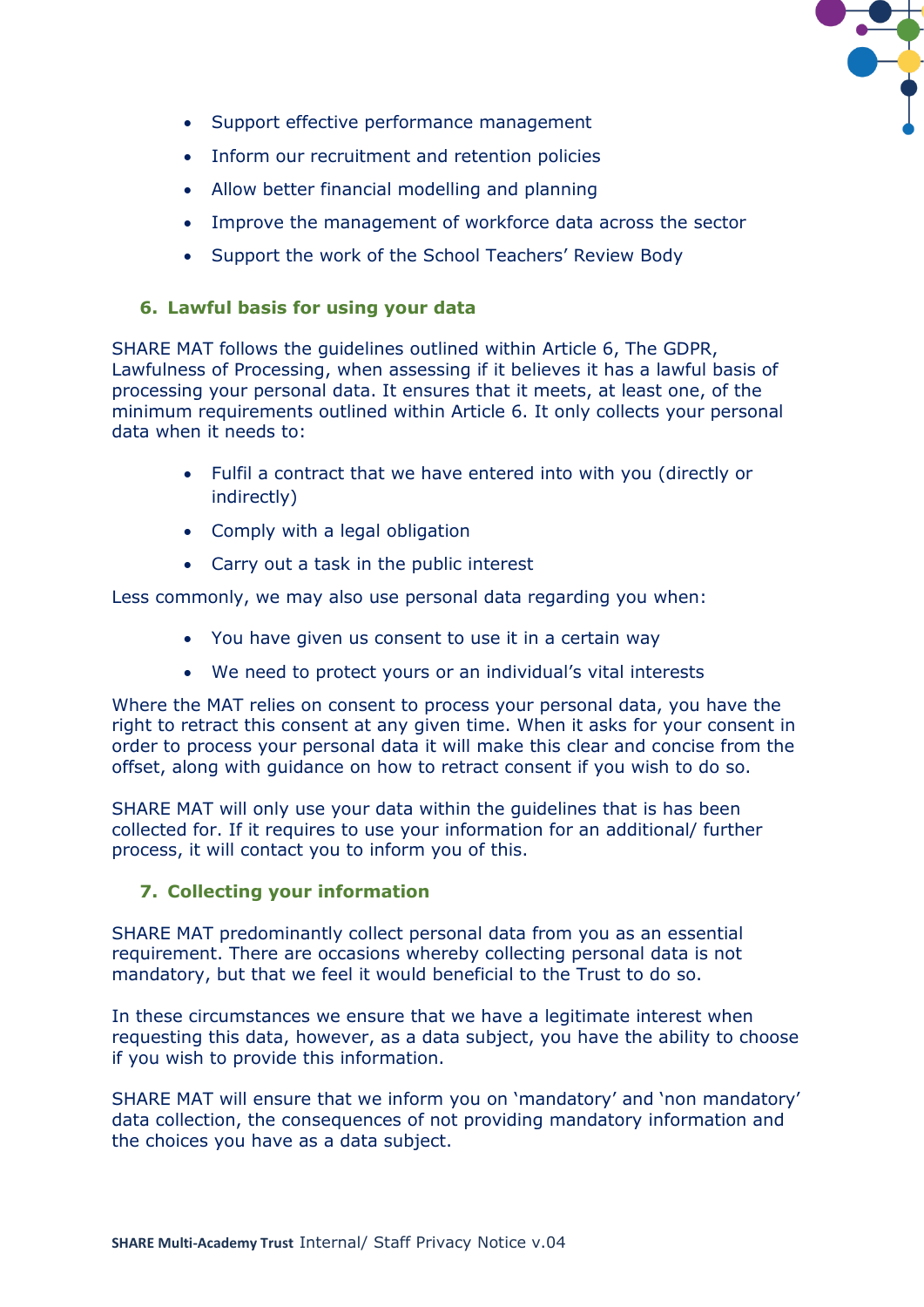- Support effective performance management
- Inform our recruitment and retention policies
- Allow better financial modelling and planning
- Improve the management of workforce data across the sector
- Support the work of the School Teachers' Review Body

## 6. Lawful basis for using your data

SHARE MAT follows the guidelines outlined within Article 6, The GDPR, Lawfulness of Processing, when assessing if it believes it has a lawful basis of processing your personal data. It ensures that it meets, at least one, of the minimum requirements outlined within Article 6. It only collects your personal data when it needs to:

- Fulfil a contract that we have entered into with you (directly or indirectly)
- Comply with a legal obligation
- Carry out a task in the public interest

Less commonly, we may also use personal data regarding you when:

- You have given us consent to use it in a certain way
- We need to protect yours or an individual's vital interests

Where the MAT relies on consent to process your personal data, you have the right to retract this consent at any given time. When it asks for your consent in order to process your personal data it will make this clear and concise from the offset, along with guidance on how to retract consent if you wish to do so.

SHARE MAT will only use your data within the guidelines that is has been collected for. If it requires to use your information for an additional/ further process, it will contact you to inform you of this.

## 7. Collecting your information

SHARE MAT predominantly collect personal data from you as an essential requirement. There are occasions whereby collecting personal data is not mandatory, but that we feel it would beneficial to the Trust to do so.

In these circumstances we ensure that we have a legitimate interest when requesting this data, however, as a data subject, you have the ability to choose if you wish to provide this information.

SHARE MAT will ensure that we inform you on 'mandatory' and 'non mandatory' data collection, the consequences of not providing mandatory information and the choices you have as a data subject.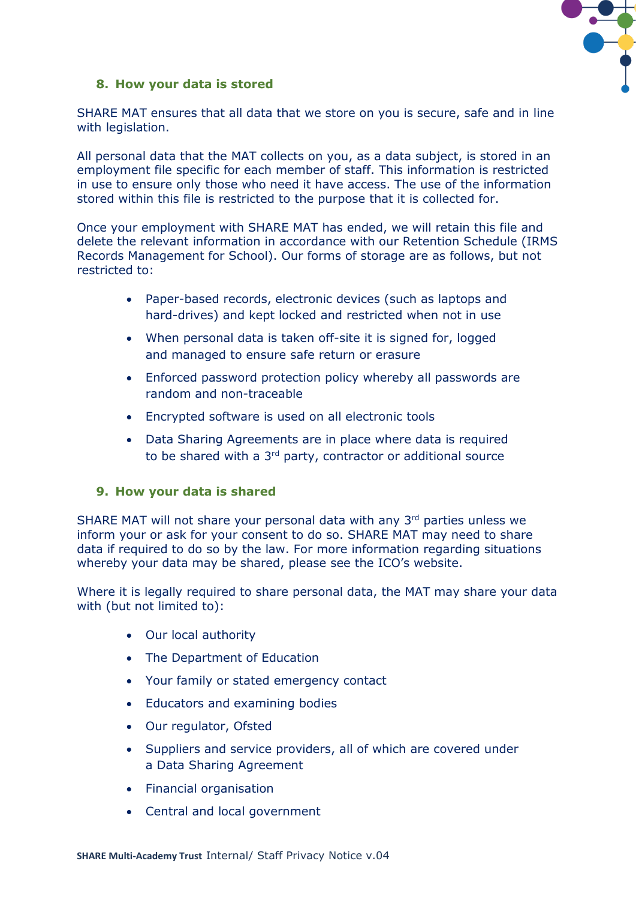## 8. How your data is stored

SHARE MAT ensures that all data that we store on you is secure, safe and in line with legislation.

All personal data that the MAT collects on you, as a data subject, is stored in an employment file specific for each member of staff. This information is restricted in use to ensure only those who need it have access. The use of the information stored within this file is restricted to the purpose that it is collected for.

Once your employment with SHARE MAT has ended, we will retain this file and delete the relevant information in accordance with our Retention Schedule (IRMS Records Management for School). Our forms of storage are as follows, but not restricted to:

- Paper-based records, electronic devices (such as laptops and hard-drives) and kept locked and restricted when not in use
- When personal data is taken off-site it is signed for, logged and managed to ensure safe return or erasure
- Enforced password protection policy whereby all passwords are random and non-traceable
- Encrypted software is used on all electronic tools
- Data Sharing Agreements are in place where data is required to be shared with a 3rd party, contractor or additional source

## 9. How your data is shared

SHARE MAT will not share your personal data with any 3rd parties unless we inform your or ask for your consent to do so. SHARE MAT may need to share data if required to do so by the law. For more information regarding situations whereby your data may be shared, please see the ICO's website.

Where it is legally required to share personal data, the MAT may share your data with (but not limited to):

- Our local authority
- The Department of Education
- Your family or stated emergency contact
- Educators and examining bodies
- Our regulator, Ofsted
- Suppliers and service providers, all of which are covered under a Data Sharing Agreement
- Financial organisation
- Central and local government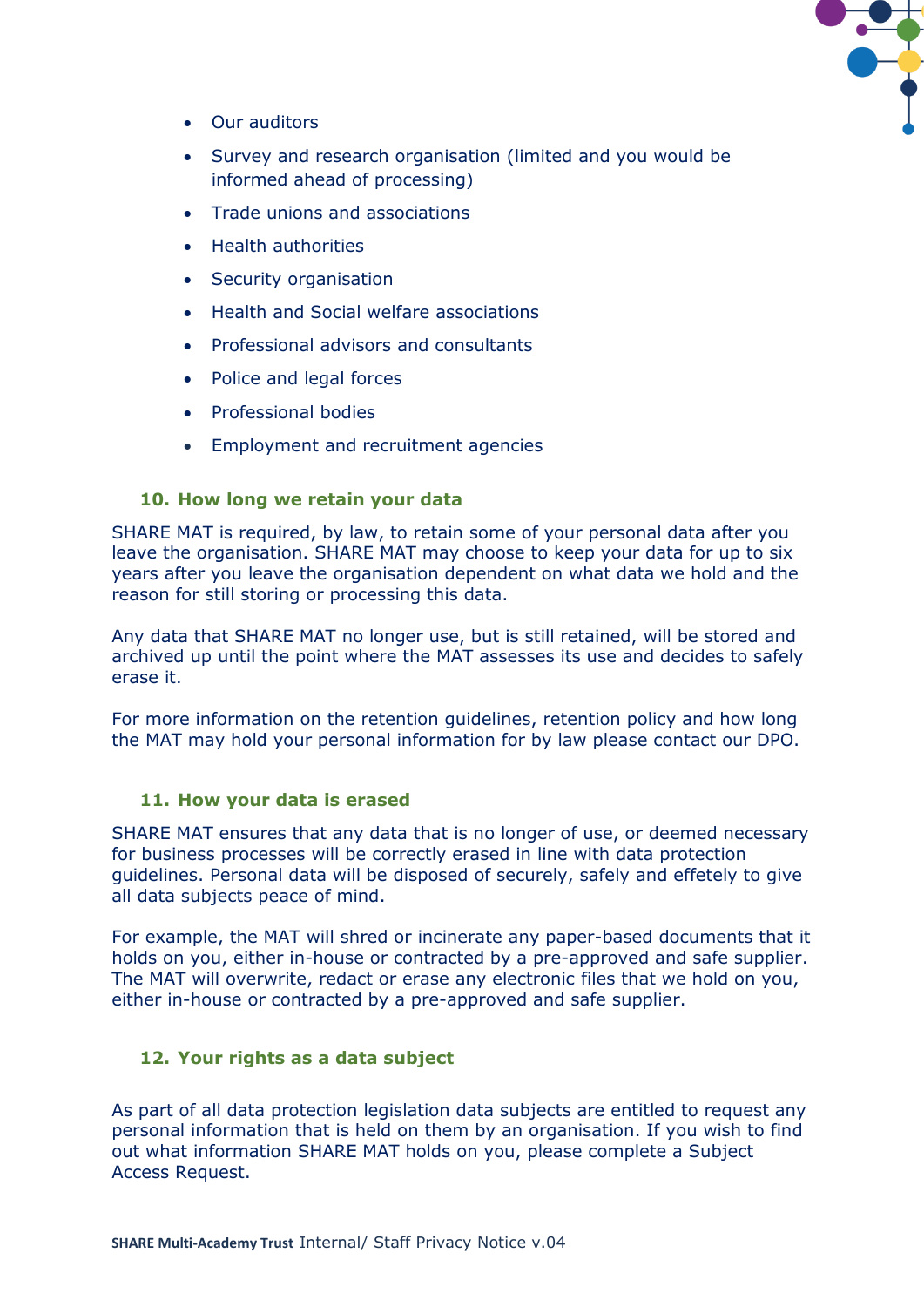- Our auditors
- Survey and research organisation (limited and you would be informed ahead of processing)
- Trade unions and associations
- Health authorities
- Security organisation
- Health and Social welfare associations
- Professional advisors and consultants
- Police and legal forces
- Professional bodies
- Employment and recruitment agencies

### 10. How long we retain your data

SHARE MAT is required, by law, to retain some of your personal data after you leave the organisation. SHARE MAT may choose to keep your data for up to six years after you leave the organisation dependent on what data we hold and the reason for still storing or processing this data.

Any data that SHARE MAT no longer use, but is still retained, will be stored and archived up until the point where the MAT assesses its use and decides to safely erase it.

For more information on the retention guidelines, retention policy and how long the MAT may hold your personal information for by law please contact our DPO.

### 11. How your data is erased

SHARE MAT ensures that any data that is no longer of use, or deemed necessary for business processes will be correctly erased in line with data protection guidelines. Personal data will be disposed of securely, safely and effetely to give all data subjects peace of mind.

For example, the MAT will shred or incinerate any paper-based documents that it holds on you, either in-house or contracted by a pre-approved and safe supplier. The MAT will overwrite, redact or erase any electronic files that we hold on you, either in-house or contracted by a pre-approved and safe supplier.

### 12. Your rights as a data subject

As part of all data protection legislation data subjects are entitled to request any personal information that is held on them by an organisation. If you wish to find out what information SHARE MAT holds on you, please complete a Subject Access Request.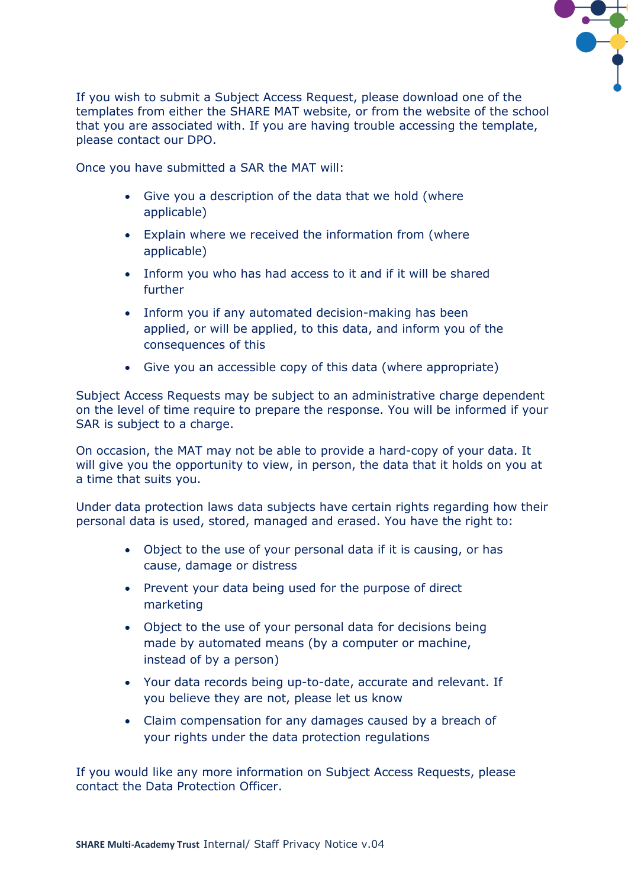If you wish to submit a Subject Access Request, please download one of the templates from either the SHARE MAT website, or from the website of the school that you are associated with. If you are having trouble accessing the template, please contact our DPO.

Once you have submitted a SAR the MAT will:

- Give you a description of the data that we hold (where applicable)
- Explain where we received the information from (where applicable)
- Inform you who has had access to it and if it will be shared further
- Inform you if any automated decision-making has been applied, or will be applied, to this data, and inform you of the consequences of this
- Give you an accessible copy of this data (where appropriate)

Subject Access Requests may be subject to an administrative charge dependent on the level of time require to prepare the response. You will be informed if your SAR is subject to a charge.

On occasion, the MAT may not be able to provide a hard-copy of your data. It will give you the opportunity to view, in person, the data that it holds on you at a time that suits you.

Under data protection laws data subjects have certain rights regarding how their personal data is used, stored, managed and erased. You have the right to:

- Object to the use of your personal data if it is causing, or has cause, damage or distress
- Prevent your data being used for the purpose of direct marketing
- Object to the use of your personal data for decisions being made by automated means (by a computer or machine, instead of by a person)
- Your data records being up-to-date, accurate and relevant. If you believe they are not, please let us know
- Claim compensation for any damages caused by a breach of your rights under the data protection regulations

If you would like any more information on Subject Access Requests, please contact the Data Protection Officer.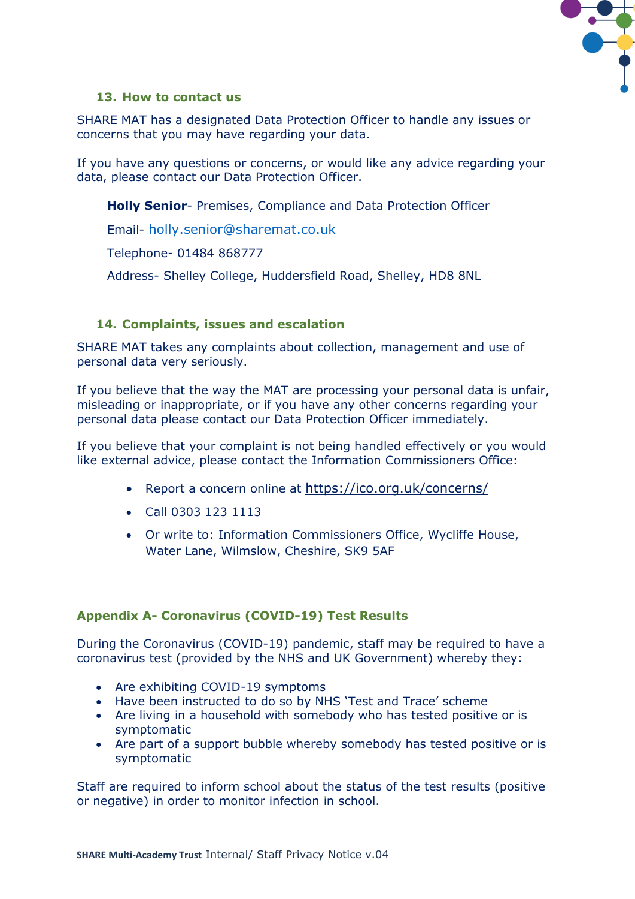## 13. How to contact us

SHARE MAT has a designated Data Protection Officer to handle any issues or concerns that you may have regarding your data.

If you have any questions or concerns, or would like any advice regarding your data, please contact our Data Protection Officer.

**Holly Senior**- Premises, Compliance and Data Protection Officer

Email- holly.senior@sharemat.co.uk

Telephone- 01484 868777

Address- Shelley College, Huddersfield Road, Shelley, HD8 8NL

## 14. Complaints, issues and escalation

SHARE MAT takes any complaints about collection, management and use of personal data very seriously.

If you believe that the way the MAT are processing your personal data is unfair, misleading or inappropriate, or if you have any other concerns regarding your personal data please contact our Data Protection Officer immediately.

If you believe that your complaint is not being handled effectively or you would like external advice, please contact the Information Commissioners Office:

- Report a concern online at https://ico.org.uk/concerns/
- Call 0303 123 1113
- Or write to: Information Commissioners Office, Wycliffe House, Water Lane, Wilmslow, Cheshire, SK9 5AF

## Appendix A- Coronavirus (COVID-19) Test Results

During the Coronavirus (COVID-19) pandemic, staff may be required to have a coronavirus test (provided by the NHS and UK Government) whereby they:

- Are exhibiting COVID-19 symptoms
- Have been instructed to do so by NHS 'Test and Trace' scheme
- Are living in a household with somebody who has tested positive or is symptomatic
- Are part of a support bubble whereby somebody has tested positive or is symptomatic

Staff are required to inform school about the status of the test results (positive or negative) in order to monitor infection in school.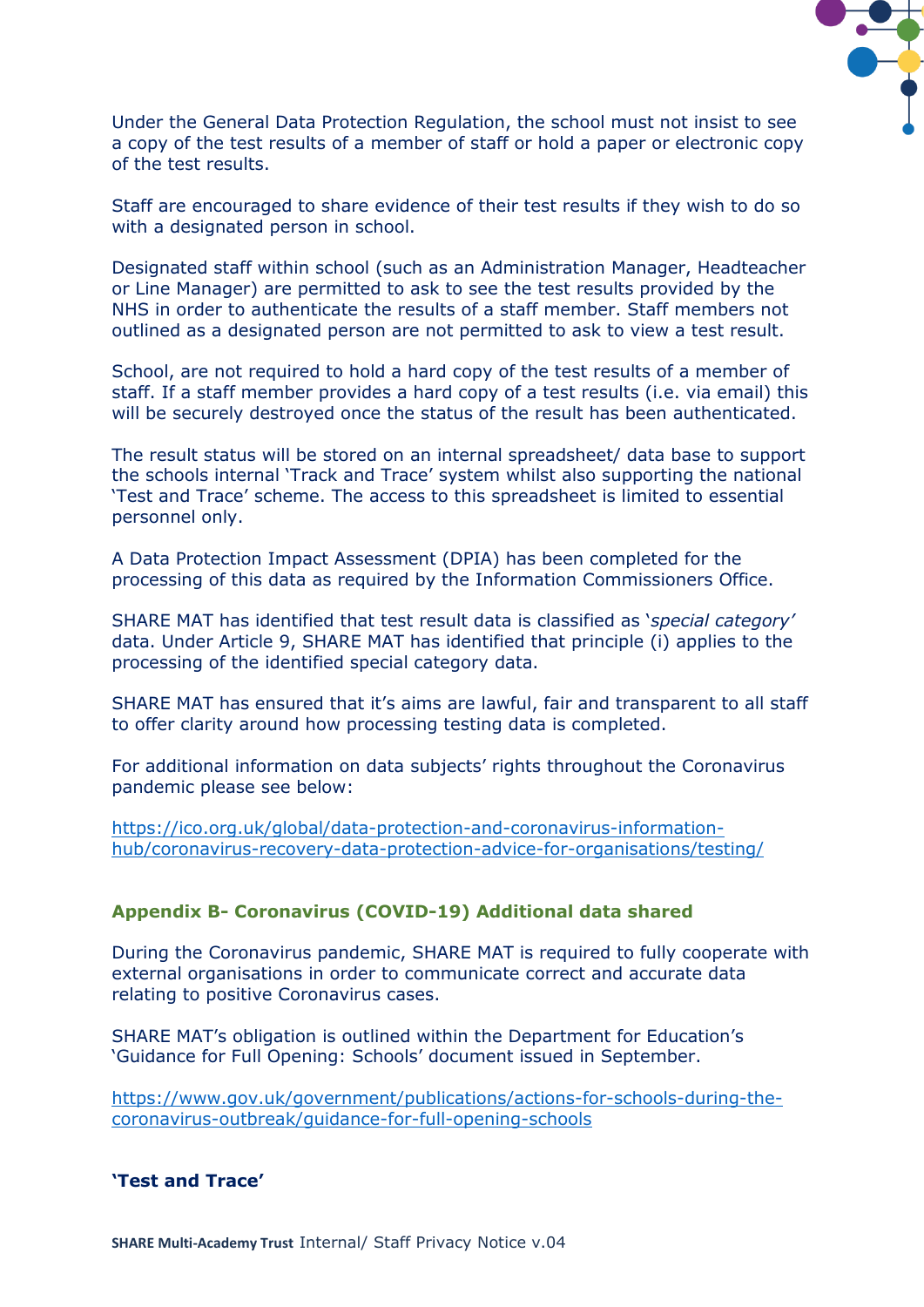Under the General Data Protection Regulation, the school must not insist to see a copy of the test results of a member of staff or hold a paper or electronic copy of the test results.

Staff are encouraged to share evidence of their test results if they wish to do so with a designated person in school.

Designated staff within school (such as an Administration Manager, Headteacher or Line Manager) are permitted to ask to see the test results provided by the NHS in order to authenticate the results of a staff member. Staff members not outlined as a designated person are not permitted to ask to view a test result.

School, are not required to hold a hard copy of the test results of a member of staff. If a staff member provides a hard copy of a test results (i.e. via email) this will be securely destroyed once the status of the result has been authenticated.

The result status will be stored on an internal spreadsheet/ data base to support the schools internal 'Track and Trace' system whilst also supporting the national 'Test and Trace' scheme. The access to this spreadsheet is limited to essential personnel only.

A Data Protection Impact Assessment (DPIA) has been completed for the processing of this data as required by the Information Commissioners Office.

SHARE MAT has identified that test result data is classified as '*special category'* data. Under Article 9, SHARE MAT has identified that principle (i) applies to the processing of the identified special category data.

SHARE MAT has ensured that it's aims are lawful, fair and transparent to all staff to offer clarity around how processing testing data is completed.

For additional information on data subjects' rights throughout the Coronavirus pandemic please see below:

https://ico.org.uk/global/data-protection-and-coronavirus-information-hub/coronavirus-recovery-data-protection-advice-for-organisations/testing/

## Appendix B- Coronavirus (COVID-19) Additional data shared

During the Coronavirus pandemic, SHARE MAT is required to fully cooperate with external organisations in order to communicate correct and accurate data relating to positive Coronavirus cases.

SHARE MAT's obligation is outlined within the Department for Education's 'Guidance for Full Opening: Schools' document issued in September.

https://www.gov.uk/government/publications/actions-for-schools-during-the-coronavirus-outbreak/guidance-for-full-opening-schools

### 'Test and Trace'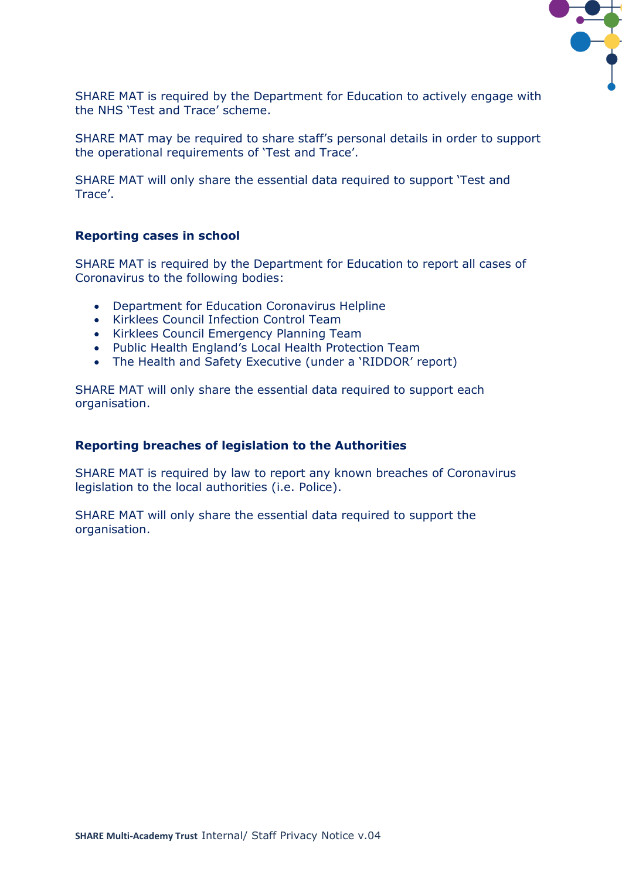SHARE MAT is required by the Department for Education to actively engage with the NHS 'Test and Trace' scheme.

SHARE MAT may be required to share staff's personal details in order to support the operational requirements of 'Test and Trace'.

SHARE MAT will only share the essential data required to support 'Test and Trace'.

### Reporting cases in school

SHARE MAT is required by the Department for Education to report all cases of Coronavirus to the following bodies:

- Department for Education Coronavirus Helpline
- Kirklees Council Infection Control Team
- Kirklees Council Emergency Planning Team
- Public Health England's Local Health Protection Team
- The Health and Safety Executive (under a 'RIDDOR' report)

SHARE MAT will only share the essential data required to support each organisation.

### Reporting breaches of legislation to the Authorities

SHARE MAT is required by law to report any known breaches of Coronavirus legislation to the local authorities (i.e. Police).

SHARE MAT will only share the essential data required to support the organisation.